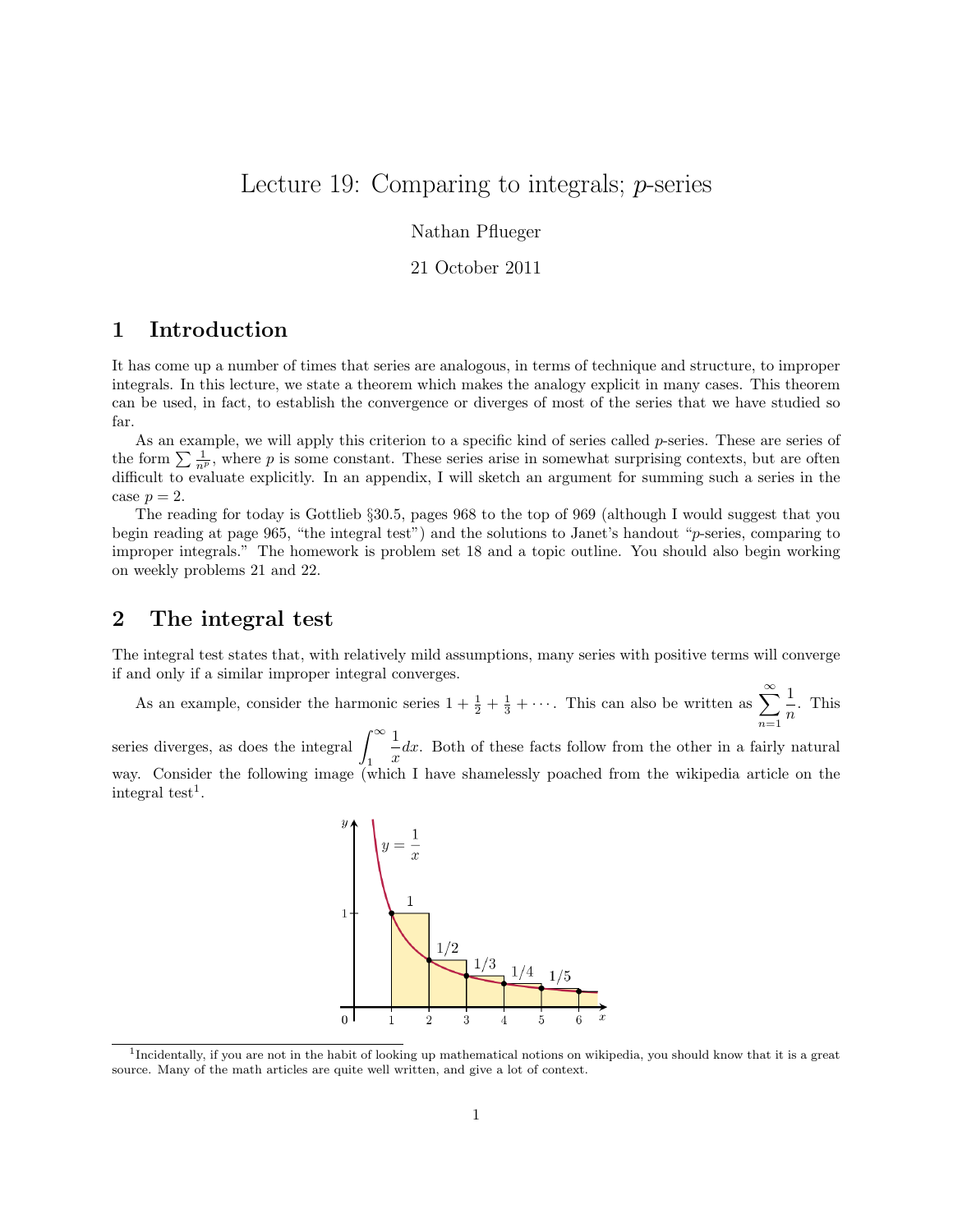# Lecture 19: Comparing to integrals; $p$-series

Nathan Pflueger

21 October 2011

## 1 Introduction

It has come up a number of times that series are analogous, in terms of technique and structure, to improper integrals. In this lecture, we state a theorem which makes the analogy explicit in many cases. This theorem can be used, in fact, to establish the convergence or diverges of most of the series that we have studied so far.

As an example, we will apply this criterion to a specific kind of series called $p$-series. These are series of the form $\sum \frac{1}{n^p}$, where $p$ is some constant. These series arise in somewhat surprising contexts, but are often difficult to evaluate explicitly. In an appendix, I will sketch an argument for summing such a series in the case $p = 2$.

The reading for today is Gottlieb §30.5, pages 968 to the top of 969 (although I would suggest that you begin reading at page 965, "the integral test") and the solutions to Janet's handout "$p$-series, comparing to improper integrals." The homework is problem set 18 and a topic outline. You should also begin working on weekly problems 21 and 22.

## 2 The integral test

The integral test states that, with relatively mild assumptions, many series with positive terms will converge if and only if a similar improper integral converges.

As an example, consider the harmonic series $1 + \frac{1}{2} + \frac{1}{3} + \cdots$. This can also be written as $\displaystyle\sum_{n=1}^{\infty} \frac{1}{n}$. This series diverges, as does the integral $\displaystyle\int_1^{\infty} \frac{1}{x} dx$. Both of these facts follow from the other in a fairly natural way. Consider the following image (which I have shamelessly poached from the wikipedia article on the integral test[1].

[1] Incidentally, if you are not in the habit of looking up mathematical notions on wikipedia, you should know that it is a great source. Many of the math articles are quite well written, and give a lot of context.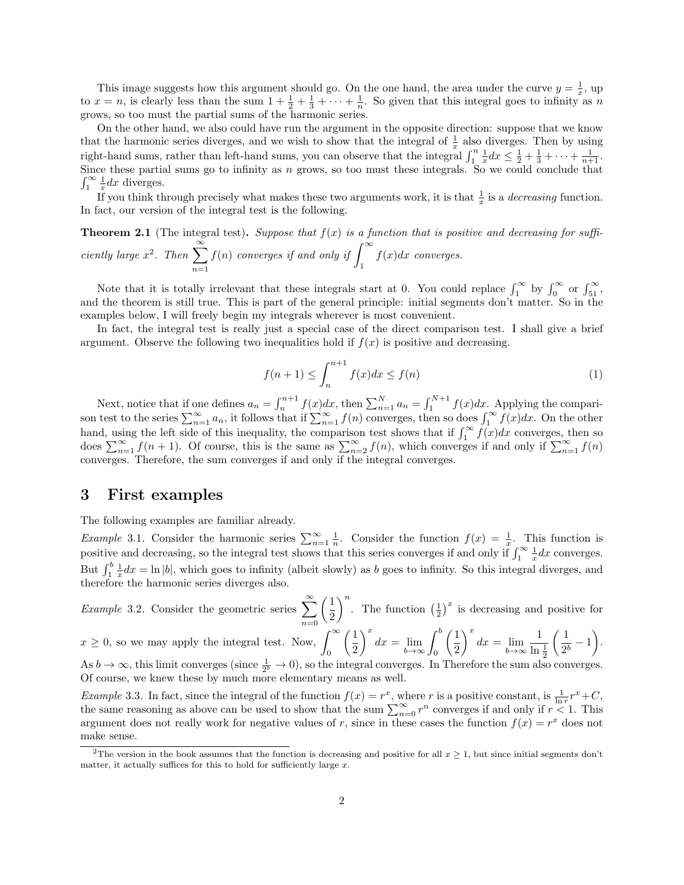This image suggests how this argument should go. On the one hand, the area under the curve $y = \frac{1}{x}$, up to $x = n$, is clearly less than the sum $1 + \frac{1}{2} + \frac{1}{3} + \cdots + \frac{1}{n}$. So given that this integral goes to infinity as $n$ grows, so too must the partial sums of the harmonic series.

On the other hand, we also could have run the argument in the opposite direction: suppose that we know that the harmonic series diverges, and we wish to show that the integral of $\frac{1}{x}$ also diverges. Then by using right-hand sums, rather than left-hand sums, you can observe that the integral $\int_1^n \frac{1}{x}dx \leq \frac{1}{2} + \frac{1}{3} + \cdots + \frac{1}{n+1}$. Since these partial sums go to infinity as $n$ grows, so too must these integrals. So we could conclude that $\int_1^\infty \frac{1}{x}dx$ diverges.

If you think through precisely what makes these two arguments work, it is that $\frac{1}{x}$ is a *decreasing* function. In fact, our version of the integral test is the following.

**Theorem 2.1** (The integral test)**.** *Suppose that $f(x)$ is a function that is positive and decreasing for sufficiently large $x$*[2]*. Then $\sum_{n=1}^{\infty} f(n)$ converges if and only if $\int_1^\infty f(x)dx$ converges.*

Note that it is totally irrelevant that these integrals start at 0. You could replace $\int_1^\infty$ by $\int_0^\infty$ or $\int_{51}^\infty$, and the theorem is still true. This is part of the general principle: initial segments don't matter. So in the examples below, I will freely begin my integrals wherever is most convenient.

In fact, the integral test is really just a special case of the direct comparison test. I shall give a brief argument. Observe the following two inequalities hold if $f(x)$ is positive and decreasing.

$$f(n+1) \leq \int_n^{n+1} f(x)dx \leq f(n) \tag{1}$$

Next, notice that if one defines $a_n = \int_n^{n+1} f(x)dx$, then $\sum_{n=1}^N a_n = \int_1^{N+1} f(x)dx$. Applying the comparison test to the series $\sum_{n=1}^\infty a_n$, it follows that if $\sum_{n=1}^\infty f(n)$ converges, then so does $\int_1^\infty f(x)dx$. On the other hand, using the left side of this inequality, the comparison test shows that if $\int_1^\infty f(x)dx$ converges, then so does $\sum_{n=1}^\infty f(n+1)$. Of course, this is the same as $\sum_{n=2}^\infty f(n)$, which converges if and only if $\sum_{n=1}^\infty f(n)$ converges. Therefore, the sum converges if and only if the integral converges.

# 3 First examples

The following examples are familiar already.

*Example* 3.1. Consider the harmonic series $\sum_{n=1}^\infty \frac{1}{n}$. Consider the function $f(x) = \frac{1}{x}$. This function is positive and decreasing, so the integral test shows that this series converges if and only if $\int_1^\infty \frac{1}{x}dx$ converges. But $\int_1^b \frac{1}{x}dx = \ln|b|$, which goes to infinity (albeit slowly) as $b$ goes to infinity. So this integral diverges, and therefore the harmonic series diverges also.

*Example* 3.2. Consider the geometric series $\sum_{n=0}^{\infty} \left(\frac{1}{2}\right)^n$. The function $\left(\frac{1}{2}\right)^x$ is decreasing and positive for $x \geq 0$, so we may apply the integral test. Now, $\int_0^\infty \left(\frac{1}{2}\right)^x dx = \lim_{b\to\infty} \int_0^b \left(\frac{1}{2}\right)^x dx = \lim_{b\to\infty} \frac{1}{\ln\frac{1}{2}}\left(\frac{1}{2^b} - 1\right)$. As $b \to \infty$, this limit converges (since $\frac{1}{2^b} \to 0$), so the integral converges. In Therefore the sum also converges. Of course, we knew these by much more elementary means as well.

*Example* 3.3. In fact, since the integral of the function $f(x) = r^x$, where $r$ is a positive constant, is $\frac{1}{\ln r}r^x + C$, the same reasoning as above can be used to show that the sum $\sum_{n=0}^\infty r^n$ converges if and only if $r < 1$. This argument does not really work for negative values of $r$, since in these cases the function $f(x) = r^x$ does not make sense.

[2]The version in the book assumes that the function is decreasing and positive for all $x \geq 1$, but since initial segments don't matter, it actually suffices for this to hold for sufficiently large $x$.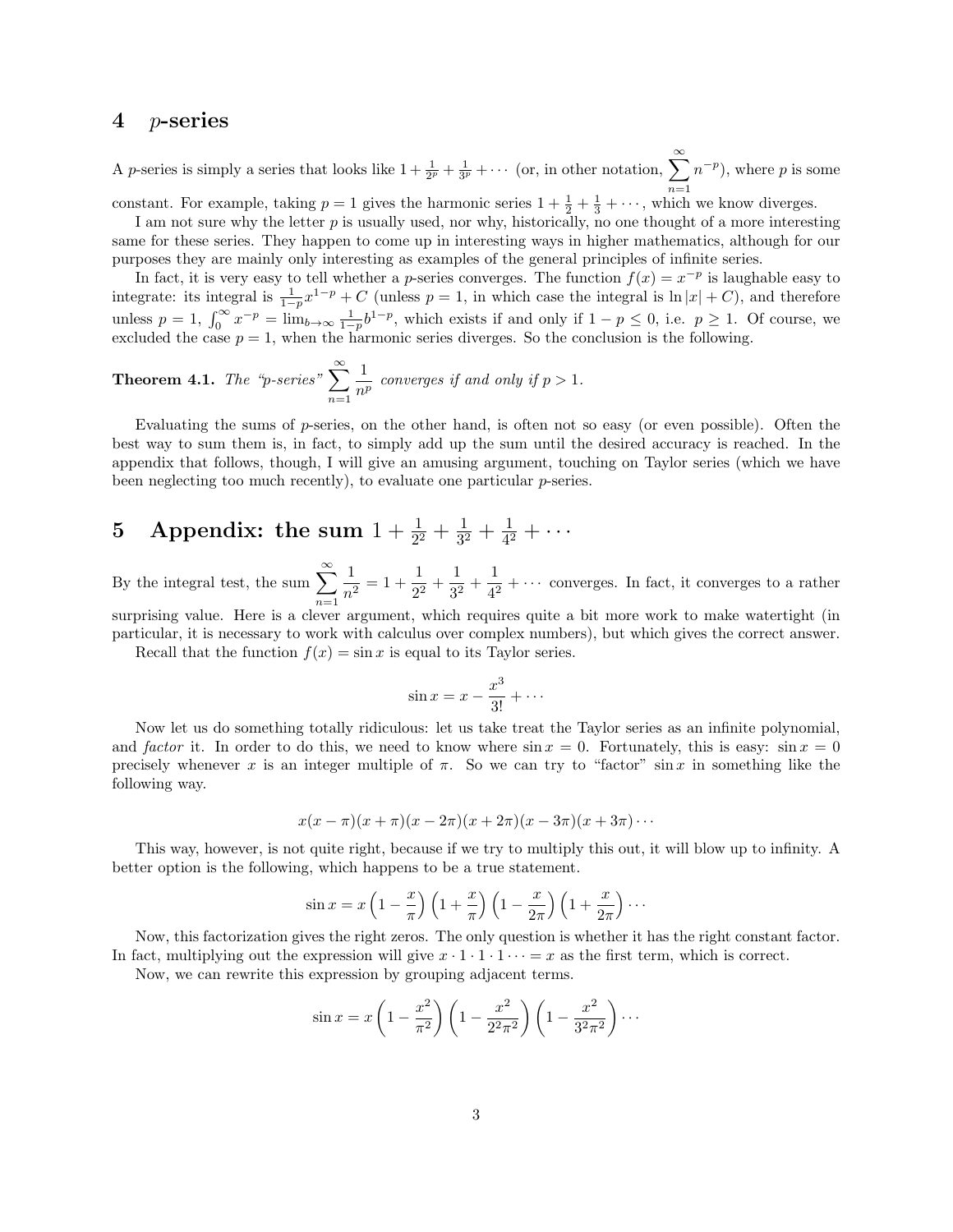## 4 $p$-series

A $p$-series is simply a series that looks like $1 + \frac{1}{2^p} + \frac{1}{3^p} + \cdots$ (or, in other notation, $\sum_{n=1}^{\infty} n^{-p}$), where $p$ is some constant. For example, taking $p = 1$ gives the harmonic series $1 + \frac{1}{2} + \frac{1}{3} + \cdots$, which we know diverges.

I am not sure why the letter $p$ is usually used, nor why, historically, no one thought of a more interesting same for these series. They happen to come up in interesting ways in higher mathematics, although for our purposes they are mainly only interesting as examples of the general principles of infinite series.

In fact, it is very easy to tell whether a $p$-series converges. The function $f(x) = x^{-p}$ is laughable easy to integrate: its integral is $\frac{1}{1-p}x^{1-p} + C$ (unless $p = 1$, in which case the integral is $\ln|x| + C$), and therefore unless $p = 1$, $\int_0^\infty x^{-p} = \lim_{b\to\infty} \frac{1}{1-p} b^{1-p}$, which exists if and only if $1 - p \leq 0$, i.e. $p \geq 1$. Of course, we excluded the case $p = 1$, when the harmonic series diverges. So the conclusion is the following.

**Theorem 4.1.** *The "p-series" $\sum_{n=1}^{\infty} \frac{1}{n^p}$ converges if and only if $p > 1$.*

Evaluating the sums of $p$-series, on the other hand, is often not so easy (or even possible). Often the best way to sum them is, in fact, to simply add up the sum until the desired accuracy is reached. In the appendix that follows, though, I will give an amusing argument, touching on Taylor series (which we have been neglecting too much recently), to evaluate one particular $p$-series.

## 5 Appendix: the sum $1 + \frac{1}{2^2} + \frac{1}{3^2} + \frac{1}{4^2} + \cdots$

By the integral test, the sum $\sum_{n=1}^{\infty} \frac{1}{n^2} = 1 + \frac{1}{2^2} + \frac{1}{3^2} + \frac{1}{4^2} + \cdots$ converges. In fact, it converges to a rather surprising value. Here is a clever argument, which requires quite a bit more work to make watertight (in particular, it is necessary to work with calculus over complex numbers), but which gives the correct answer.

Recall that the function $f(x) = \sin x$ is equal to its Taylor series.

$$\sin x = x - \frac{x^3}{3!} + \cdots$$

Now let us do something totally ridiculous: let us take treat the Taylor series as an infinite polynomial, and *factor* it. In order to do this, we need to know where $\sin x = 0$. Fortunately, this is easy: $\sin x = 0$ precisely whenever $x$ is an integer multiple of $\pi$. So we can try to "factor" $\sin x$ in something like the following way.

$$x(x - \pi)(x + \pi)(x - 2\pi)(x + 2\pi)(x - 3\pi)(x + 3\pi)\cdots$$

This way, however, is not quite right, because if we try to multiply this out, it will blow up to infinity. A better option is the following, which happens to be a true statement.

$$\sin x = x\left(1 - \frac{x}{\pi}\right)\left(1 + \frac{x}{\pi}\right)\left(1 - \frac{x}{2\pi}\right)\left(1 + \frac{x}{2\pi}\right)\cdots$$

Now, this factorization gives the right zeros. The only question is whether it has the right constant factor. In fact, multiplying out the expression will give $x \cdot 1 \cdot 1 \cdot 1 \cdots = x$ as the first term, which is correct.

Now, we can rewrite this expression by grouping adjacent terms.

$$\sin x = x\left(1 - \frac{x^2}{\pi^2}\right)\left(1 - \frac{x^2}{2^2\pi^2}\right)\left(1 - \frac{x^2}{3^2\pi^2}\right)\cdots$$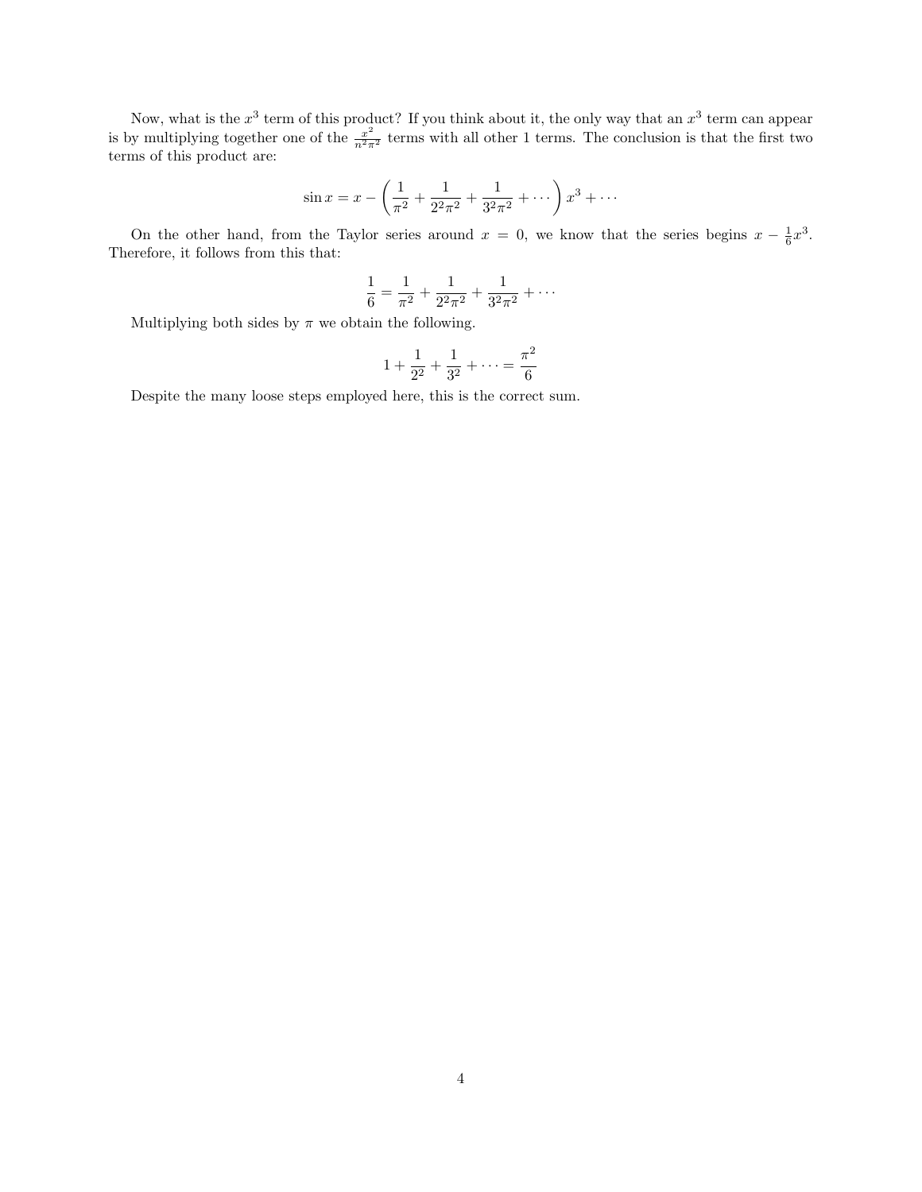Now, what is the $x^3$ term of this product? If you think about it, the only way that an $x^3$ term can appear is by multiplying together one of the $\frac{x^2}{n^2\pi^2}$ terms with all other 1 terms. The conclusion is that the first two terms of this product are:

$$\sin x = x - \left( \frac{1}{\pi^2} + \frac{1}{2^2\pi^2} + \frac{1}{3^2\pi^2} + \cdots \right) x^3 + \cdots$$

On the other hand, from the Taylor series around $x = 0$, we know that the series begins $x - \frac{1}{6}x^3$. Therefore, it follows from this that:

$$\frac{1}{6} = \frac{1}{\pi^2} + \frac{1}{2^2\pi^2} + \frac{1}{3^2\pi^2} + \cdots$$

Multiplying both sides by $\pi$ we obtain the following.

$$1 + \frac{1}{2^2} + \frac{1}{3^2} + \cdots = \frac{\pi^2}{6}$$

Despite the many loose steps employed here, this is the correct sum.